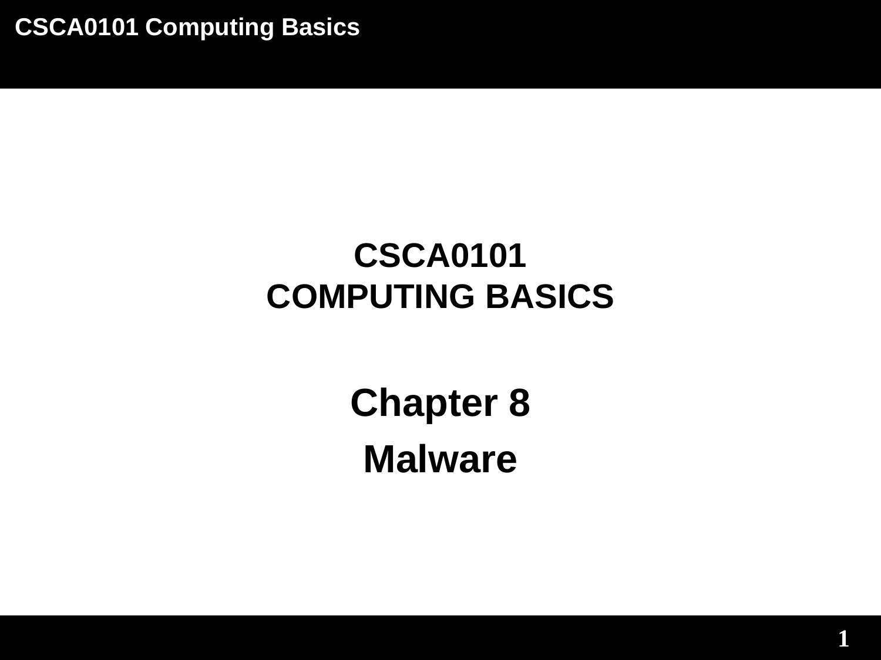# CSCA0101
# COMPUTING BASICS

## Chapter 8

## Malware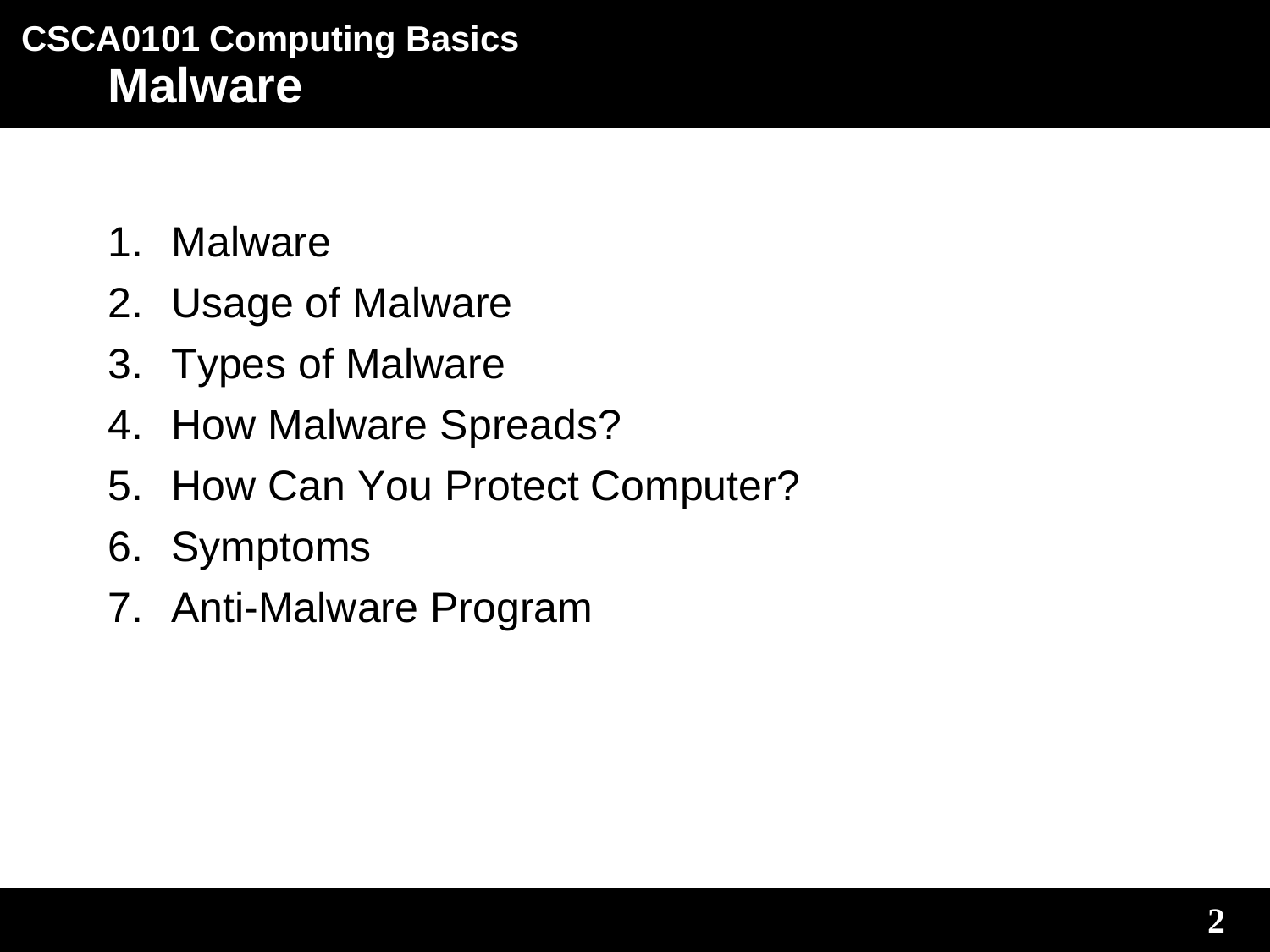# Malware

1. Malware
2. Usage of Malware
3. Types of Malware
4. How Malware Spreads?
5. How Can You Protect Computer?
6. Symptoms
7. Anti-Malware Program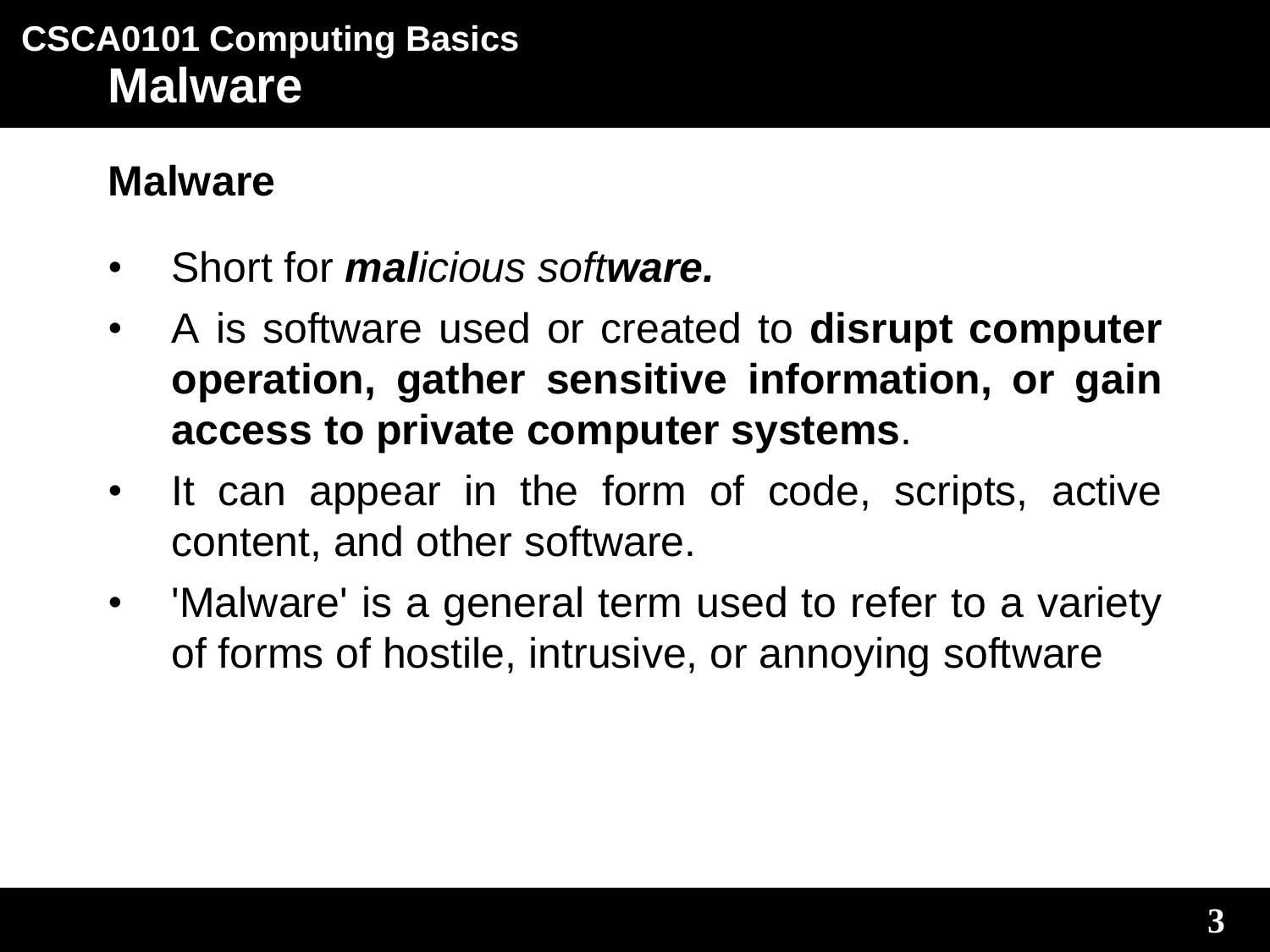# Malware

## Malware

- Short for ***mal****icious soft****ware.***
- A is software used or created to **disrupt computer operation, gather sensitive information, or gain access to private computer systems**.
- It can appear in the form of code, scripts, active content, and other software.
- 'Malware' is a general term used to refer to a variety of forms of hostile, intrusive, or annoying software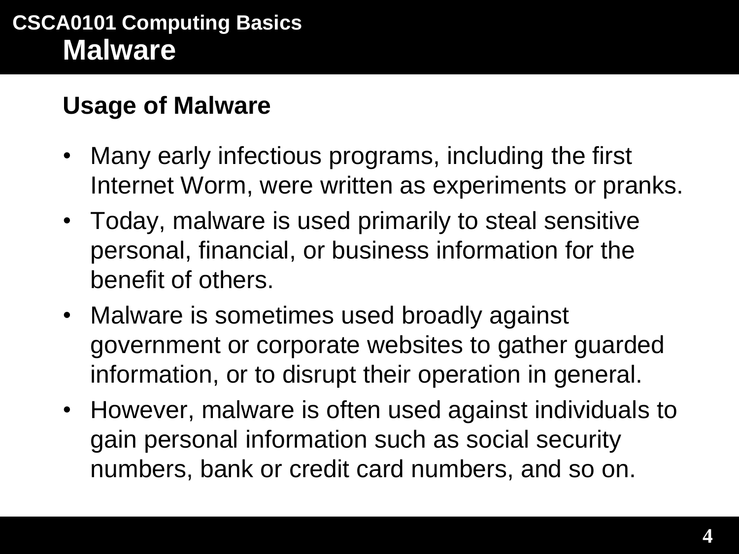# Malware

## Usage of Malware

- Many early infectious programs, including the first Internet Worm, were written as experiments or pranks.
- Today, malware is used primarily to steal sensitive personal, financial, or business information for the benefit of others.
- Malware is sometimes used broadly against government or corporate websites to gather guarded information, or to disrupt their operation in general.
- However, malware is often used against individuals to gain personal information such as social security numbers, bank or credit card numbers, and so on.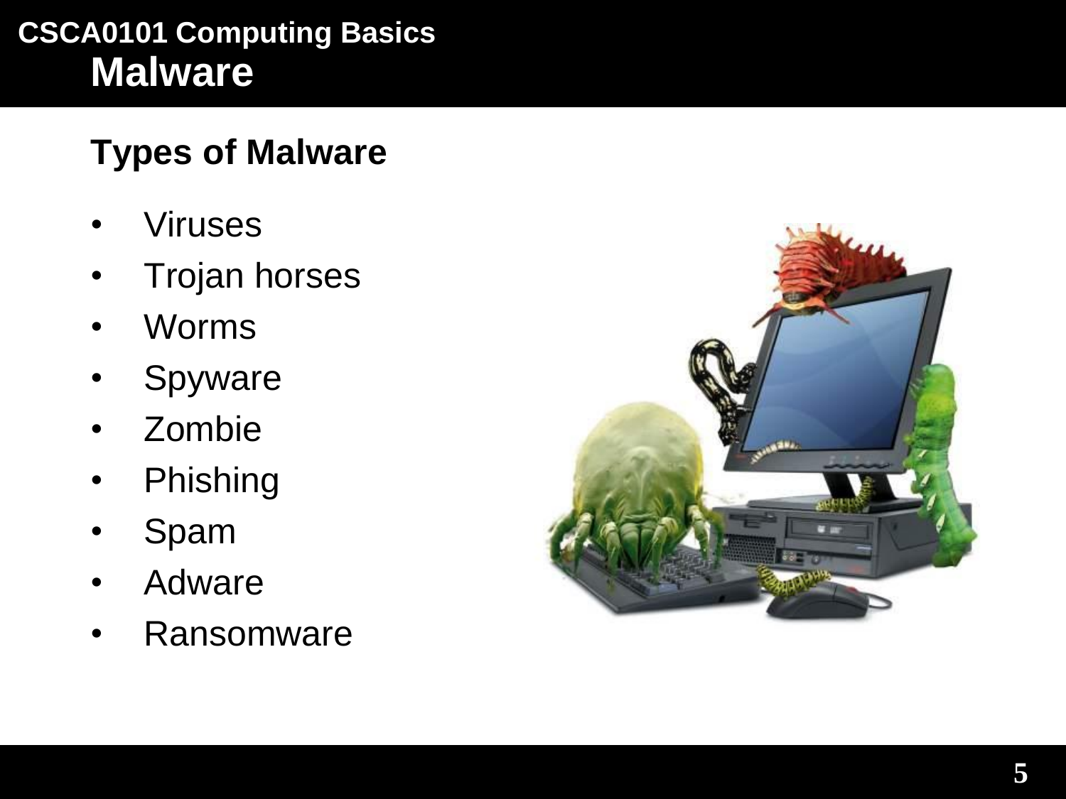# Malware

## Types of Malware

- Viruses
- Trojan horses
- Worms
- Spyware
- Zombie
- Phishing
- Spam
- Adware
- Ransomware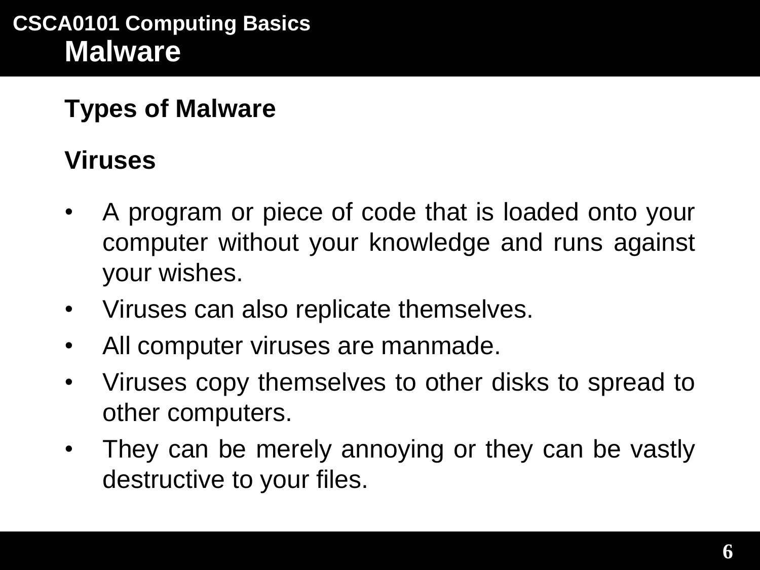# Malware

## Types of Malware

### Viruses

- A program or piece of code that is loaded onto your computer without your knowledge and runs against your wishes.
- Viruses can also replicate themselves.
- All computer viruses are manmade.
- Viruses copy themselves to other disks to spread to other computers.
- They can be merely annoying or they can be vastly destructive to your files.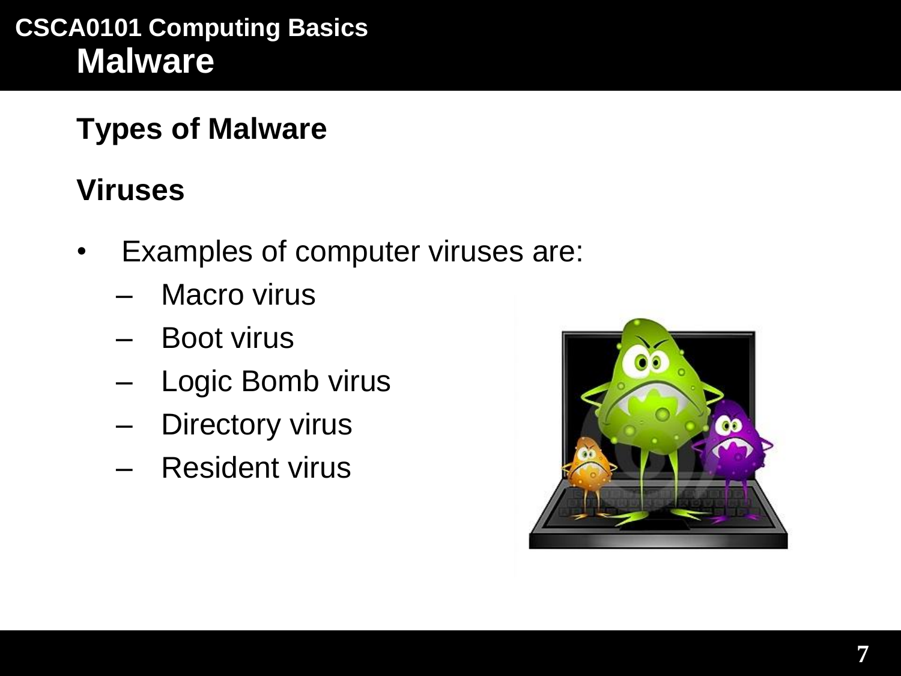# Malware

## Types of Malware

### Viruses

- Examples of computer viruses are:
  - Macro virus
  - Boot virus
  - Logic Bomb virus
  - Directory virus
  - Resident virus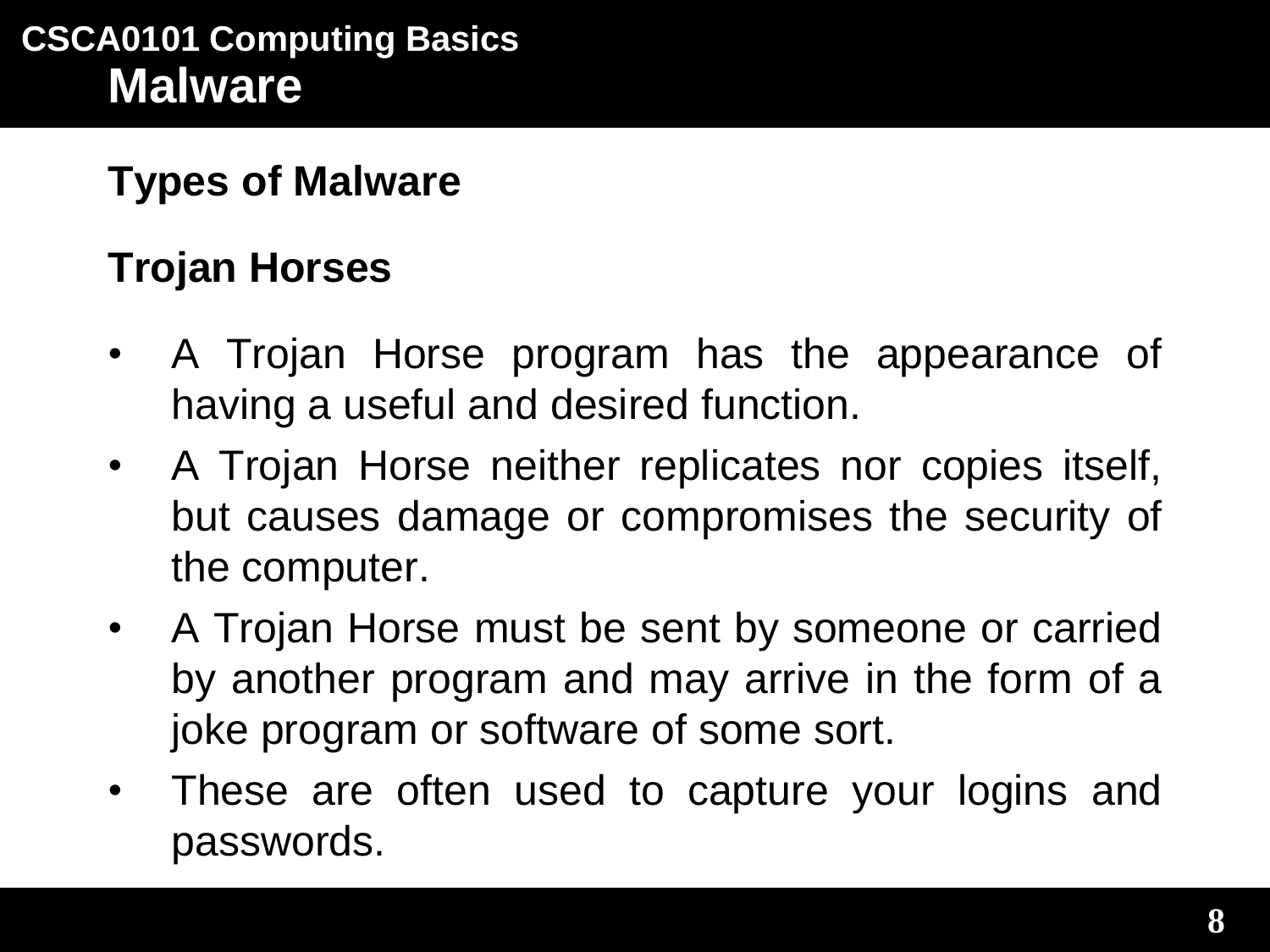# Malware

## Types of Malware

### Trojan Horses

- A Trojan Horse program has the appearance of having a useful and desired function.
- A Trojan Horse neither replicates nor copies itself, but causes damage or compromises the security of the computer.
- A Trojan Horse must be sent by someone or carried by another program and may arrive in the form of a joke program or software of some sort.
- These are often used to capture your logins and passwords.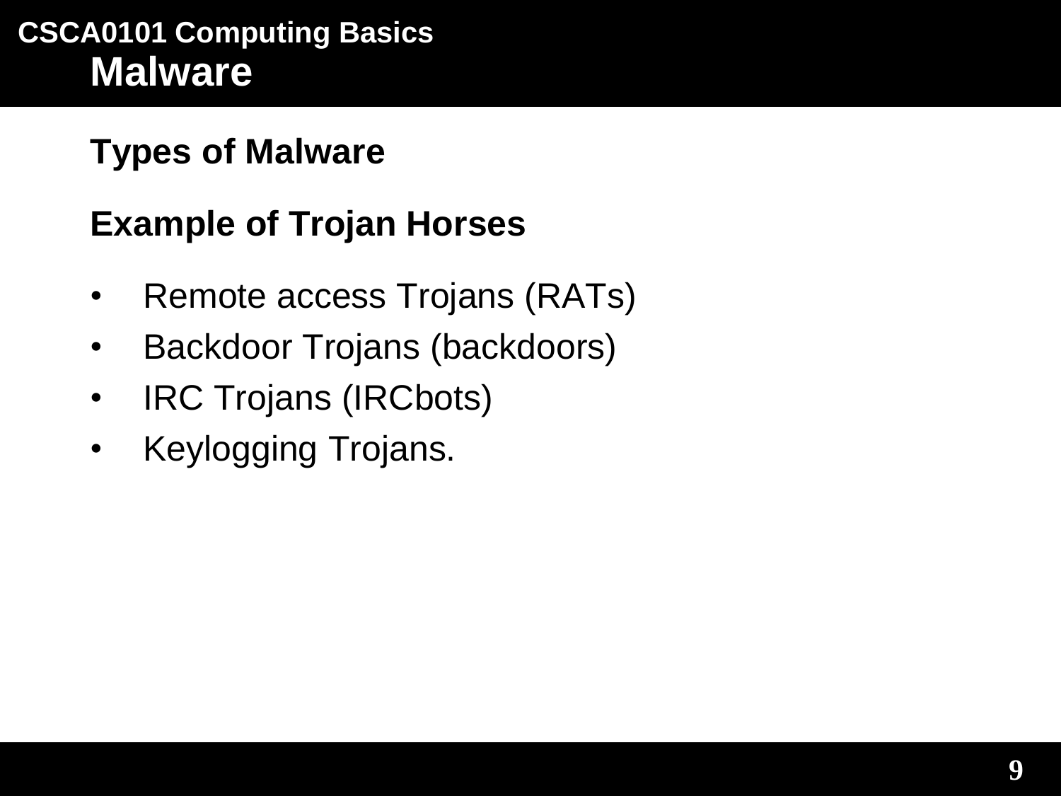# Malware

## Types of Malware

### Example of Trojan Horses

- Remote access Trojans (RATs)
- Backdoor Trojans (backdoors)
- IRC Trojans (IRCbots)
- Keylogging Trojans.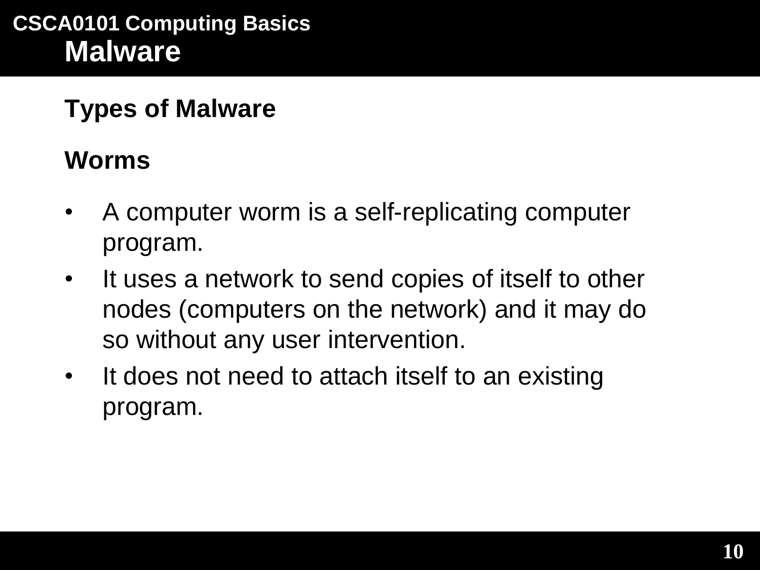# Malware

## Types of Malware

### Worms

- A computer worm is a self-replicating computer program.
- It uses a network to send copies of itself to other nodes (computers on the network) and it may do so without any user intervention.
- It does not need to attach itself to an existing program.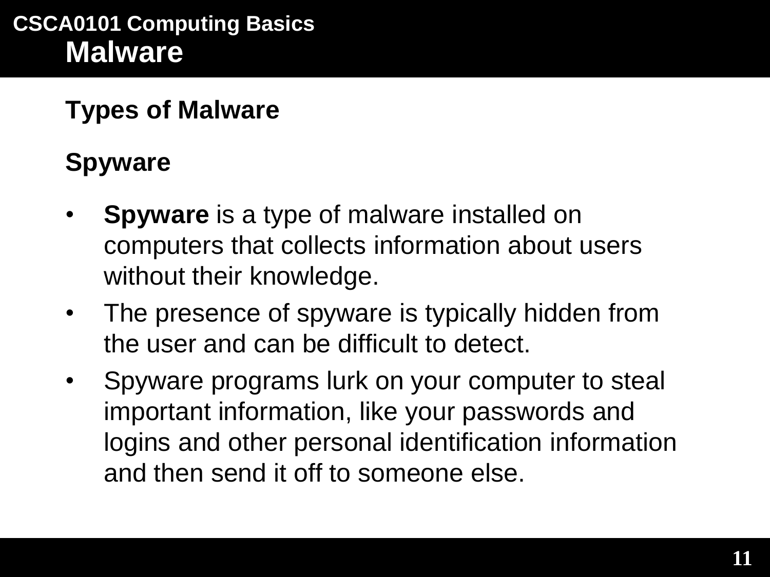# Malware

## Types of Malware

### Spyware

- **Spyware** is a type of malware installed on computers that collects information about users without their knowledge.
- The presence of spyware is typically hidden from the user and can be difficult to detect.
- Spyware programs lurk on your computer to steal important information, like your passwords and logins and other personal identification information and then send it off to someone else.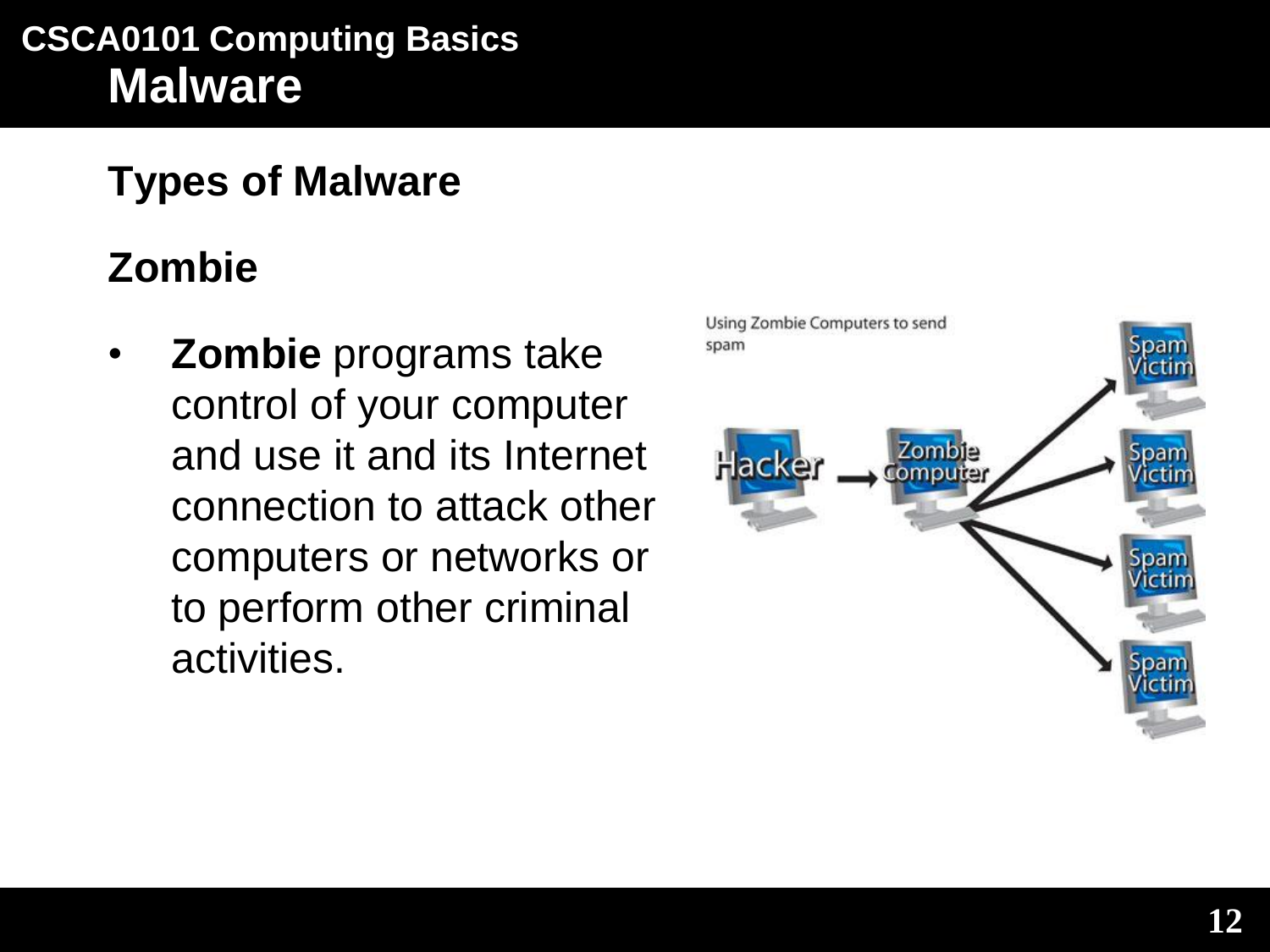# Malware

## Types of Malware

### Zombie

- **Zombie** programs take control of your computer and use it and its Internet connection to attack other computers or networks or to perform other criminal activities.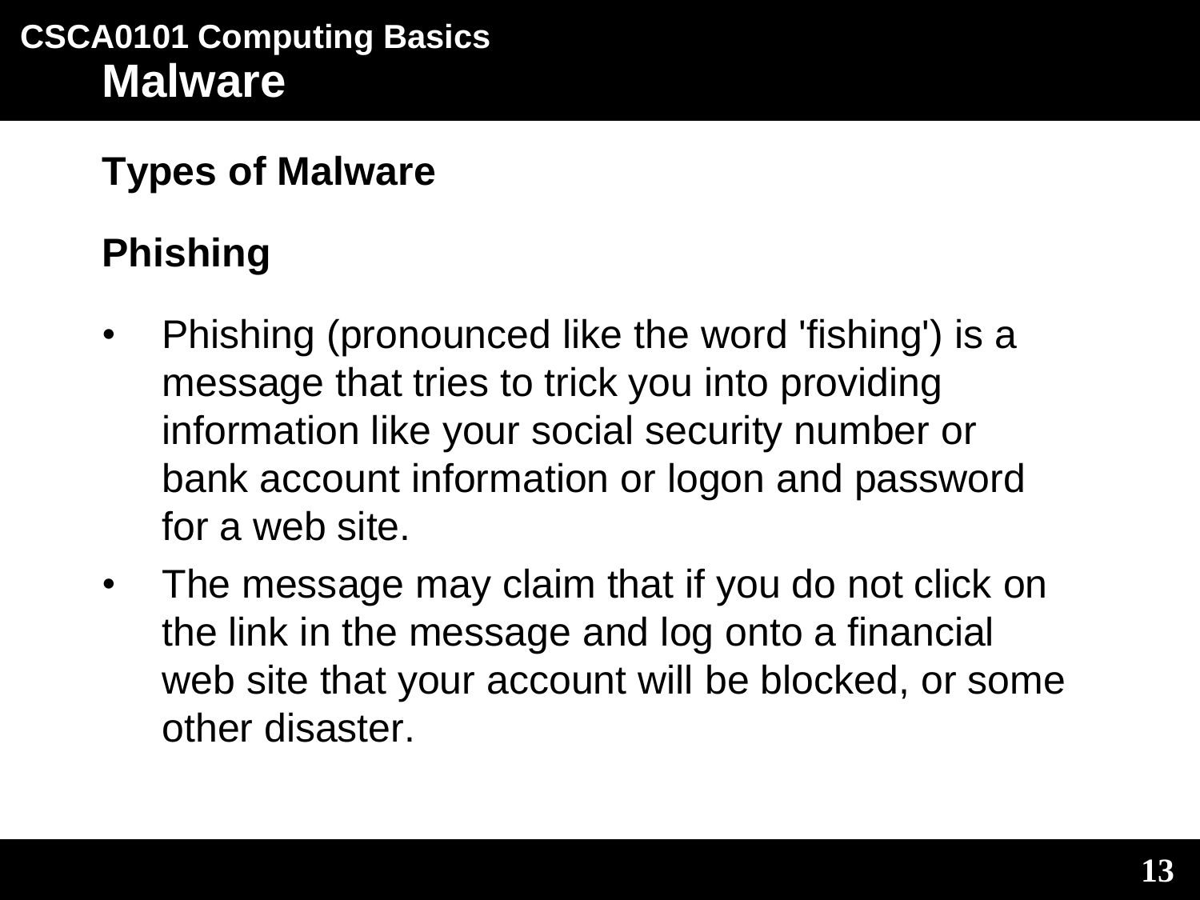# Malware

## Types of Malware

### Phishing

- Phishing (pronounced like the word 'fishing') is a message that tries to trick you into providing information like your social security number or bank account information or logon and password for a web site.
- The message may claim that if you do not click on the link in the message and log onto a financial web site that your account will be blocked, or some other disaster.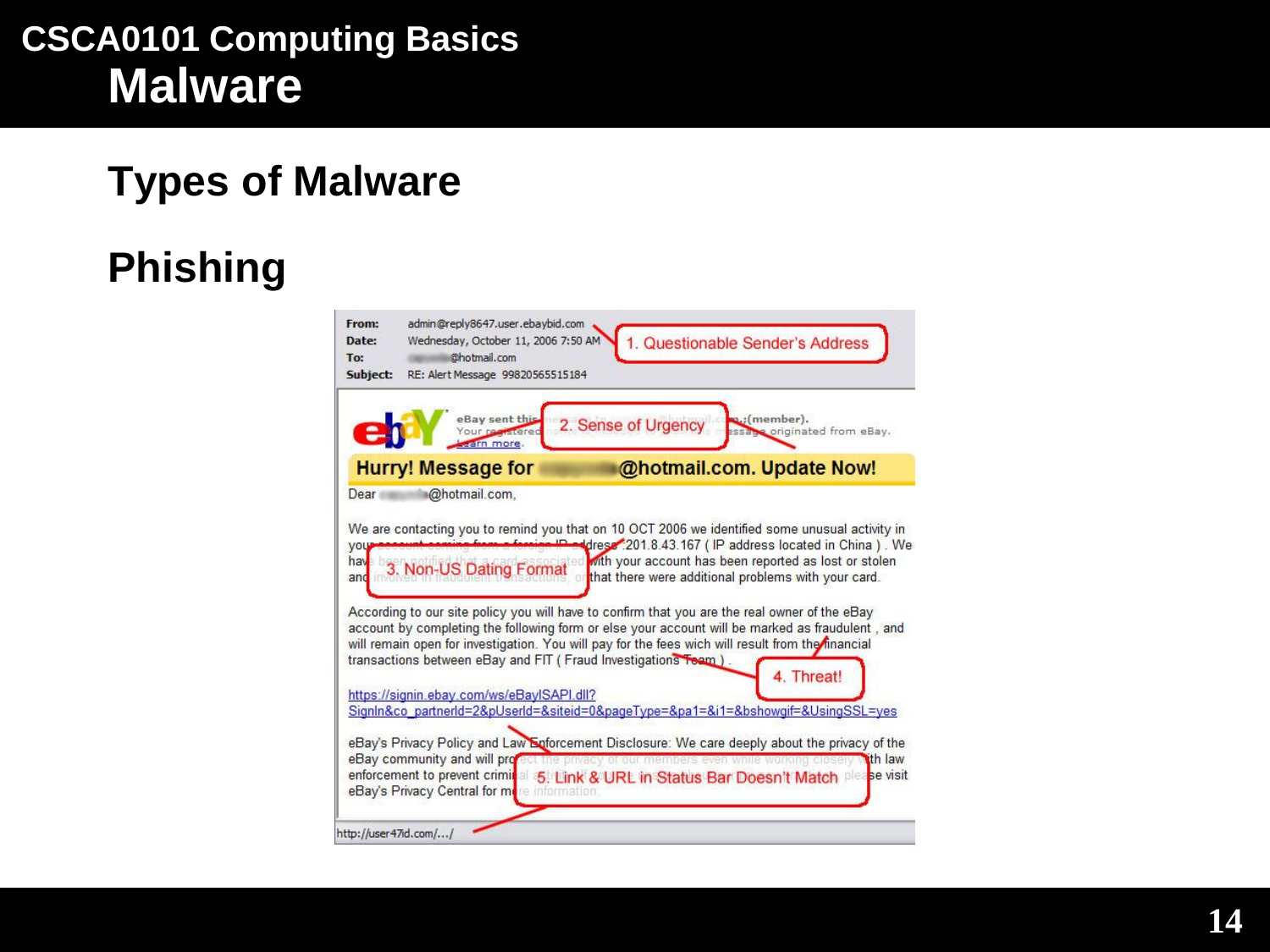## Types of Malware

## Phishing

**From:** admin@reply8647.user.ebaybid.com
**Date:** Wednesday, October 11, 2006 7:50 AM
**To:** @hotmail.com
**Subject:** RE: Alert Message 99820565515184

1. Questionable Sender's Address

eBay sent this message to @hotmail.com (member). Your registered name is included to show this message originated from eBay. Learn more.

2. Sense of Urgency

**Hurry! Message for @hotmail.com. Update Now!**

Dear @hotmail.com,

We are contacting you to remind you that on 10 OCT 2006 we identified some unusual activity in your account coming from a foreign IP address 201.8.43.167 ( IP address located in China ). We have been notified that a card associated with your account has been reported as lost or stolen and involved in fraudulent transactions, or that there were additional problems with your card.

3. Non-US Dating Format

According to our site policy you will have to confirm that you are the real owner of the eBay account by completing the following form or else your account will be marked as fraudulent , and will remain open for investigation. You will pay for the fees wich will result from the financial transactions between eBay and FIT ( Fraud Investigations Team ) .

4. Threat!

https://signin.ebay.com/ws/eBayISAPI.dll?SignIn&co_partnerId=2&pUserId=&siteid=0&pageType=&pa1=&i1=&bshowgif=&UsingSSL=yes

eBay's Privacy Policy and Law Enforcement Disclosure: We care deeply about the privacy of the eBay community and will protect the privacy of our members even while working closely with law enforcement to prevent criminal activity. For more information, please visit eBay's Privacy Central for more information.

5. Link & URL in Status Bar Doesn't Match

http://user47id.com/.../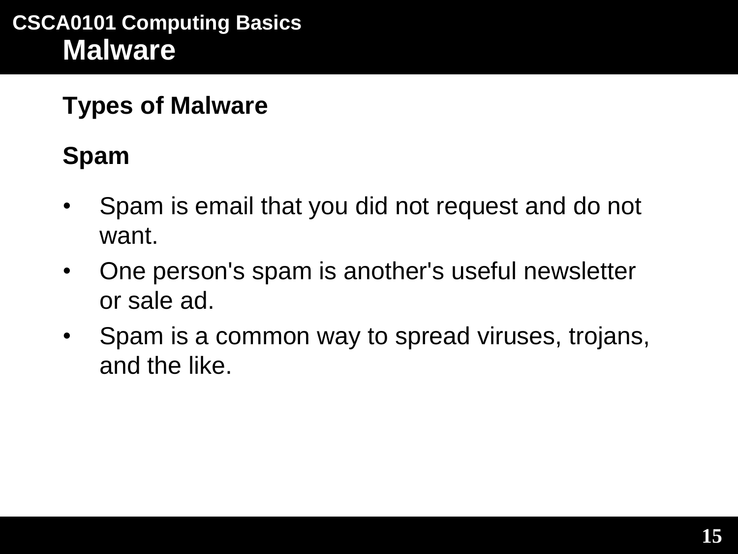# Malware

## Types of Malware

### Spam

- Spam is email that you did not request and do not want.
- One person's spam is another's useful newsletter or sale ad.
- Spam is a common way to spread viruses, trojans, and the like.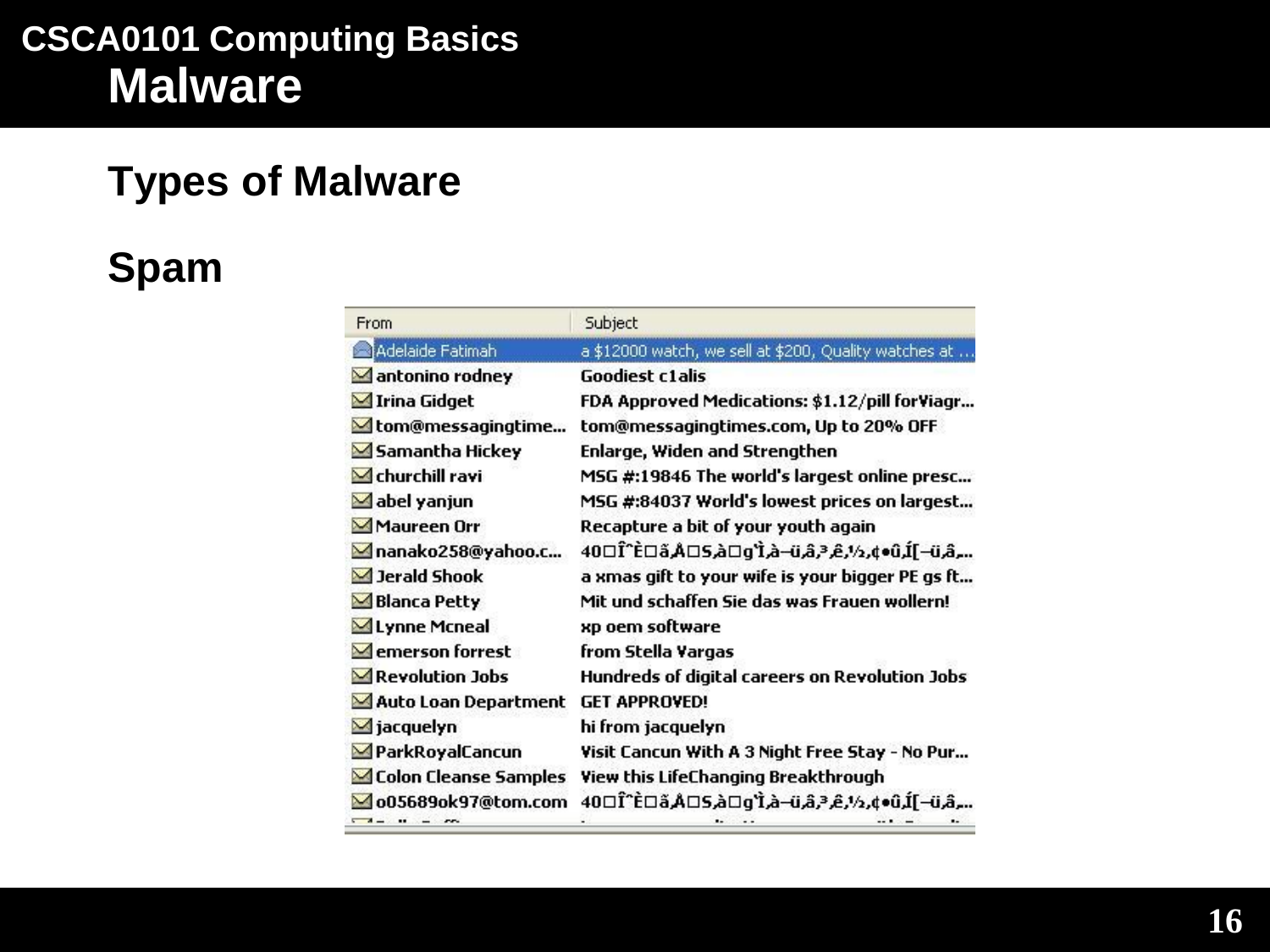# Malware

## Types of Malware

## Spam

| From | Subject |
| --- | --- |
| Adelaide Fatimah | a $12000 watch, we sell at $200, Quality watches at ... |
| antonino rodney | Goodiest c1alis |
| Irina Gidget | FDA Approved Medications: $1.12/pill forViagr... |
| tom@messagingtime... | tom@messagingtimes.com, Up to 20% OFF |
| Samantha Hickey | Enlarge, Widen and Strengthen |
| churchill ravi | MSG #:19846 The world's largest online presc... |
| abel yanjun | MSG #:84037 World's lowest prices on largest... |
| Maureen Orr | Recapture a bit of your youth again |
| nanako258@yahoo.c... | 40□Î^È□ã,Å□S,à□g'Ì,à–ü,â,³,ê,½,¢•û,Í[–ü,â,... |
| Jerald Shook | a xmas gift to your wife is your bigger PE gs ft... |
| Blanca Petty | Mit und schaffen Sie das was Frauen wollern! |
| Lynne Mcneal | xp oem software |
| emerson forrest | from Stella Vargas |
| Revolution Jobs | Hundreds of digital careers on Revolution Jobs |
| Auto Loan Department | GET APPROVED! |
| jacquelyn | hi from jacquelyn |
| ParkRoyalCancun | Visit Cancun With A 3 Night Free Stay - No Pur... |
| Colon Cleanse Samples | View this LifeChanging Breakthrough |
| o05689ok97@tom.com | 40□Î^È□ã,Å□S,à□g'Ì,à–ü,â,³,ê,½,¢•û,Í[–ü,â,... |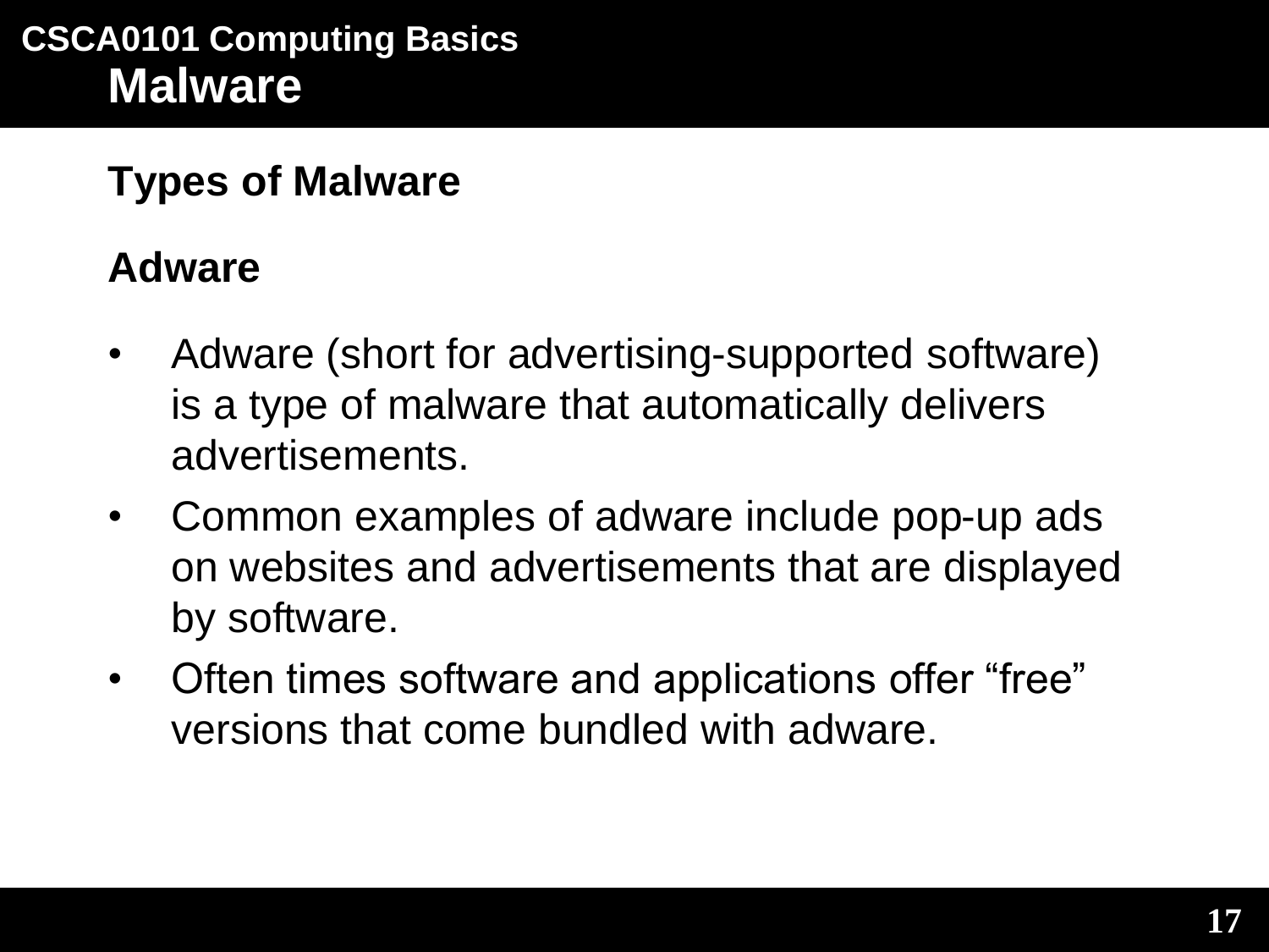# Malware

## Types of Malware

### Adware

- Adware (short for advertising-supported software) is a type of malware that automatically delivers advertisements.
- Common examples of adware include pop-up ads on websites and advertisements that are displayed by software.
- Often times software and applications offer “free” versions that come bundled with adware.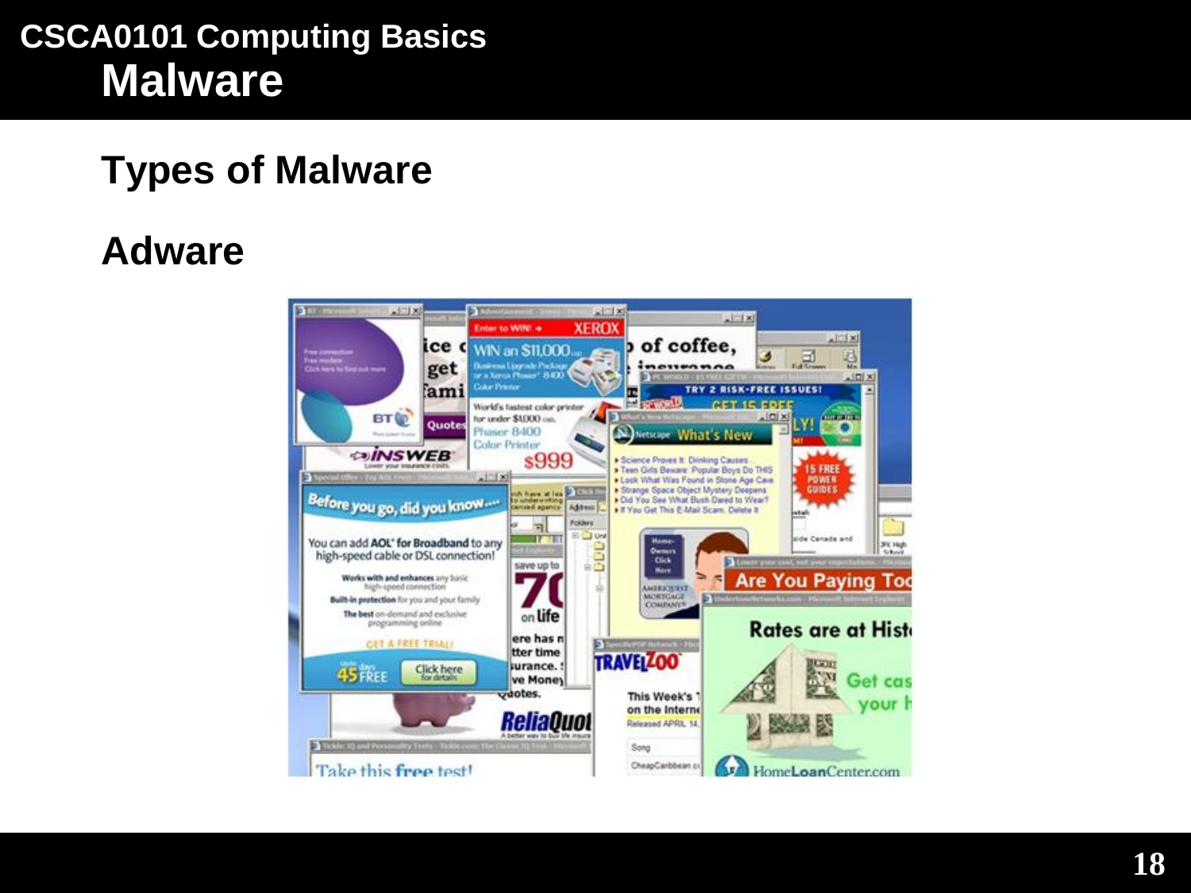## Types of Malware

## Adware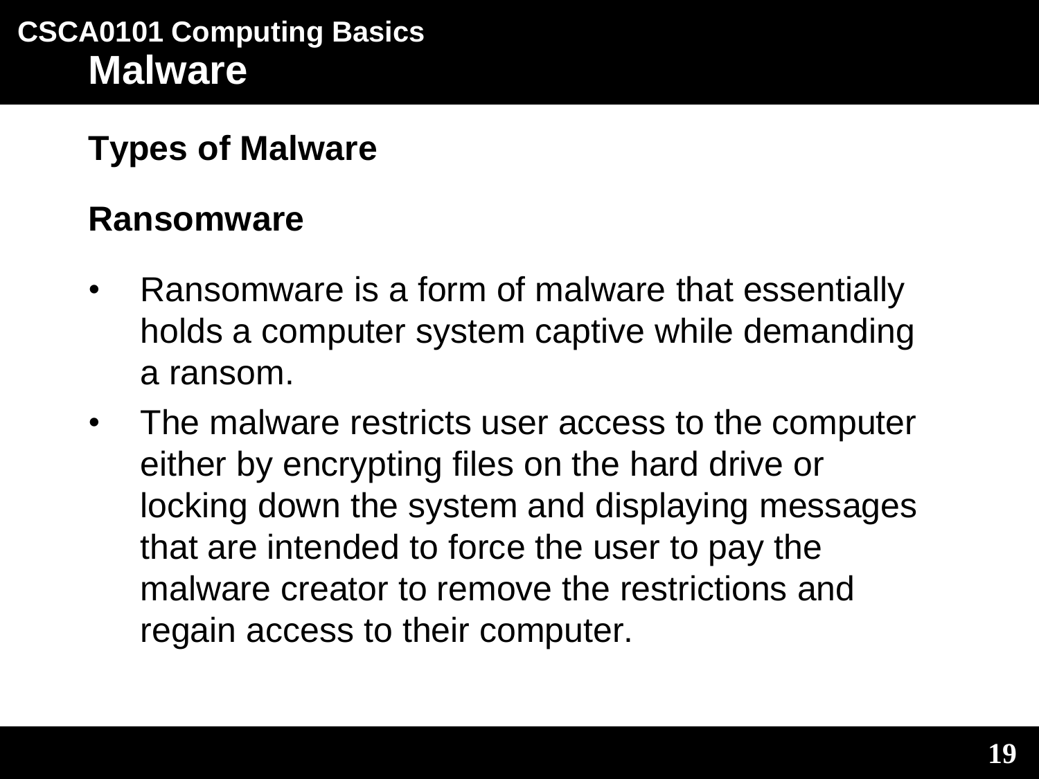# Malware

## Types of Malware

### Ransomware

- Ransomware is a form of malware that essentially holds a computer system captive while demanding a ransom.
- The malware restricts user access to the computer either by encrypting files on the hard drive or locking down the system and displaying messages that are intended to force the user to pay the malware creator to remove the restrictions and regain access to their computer.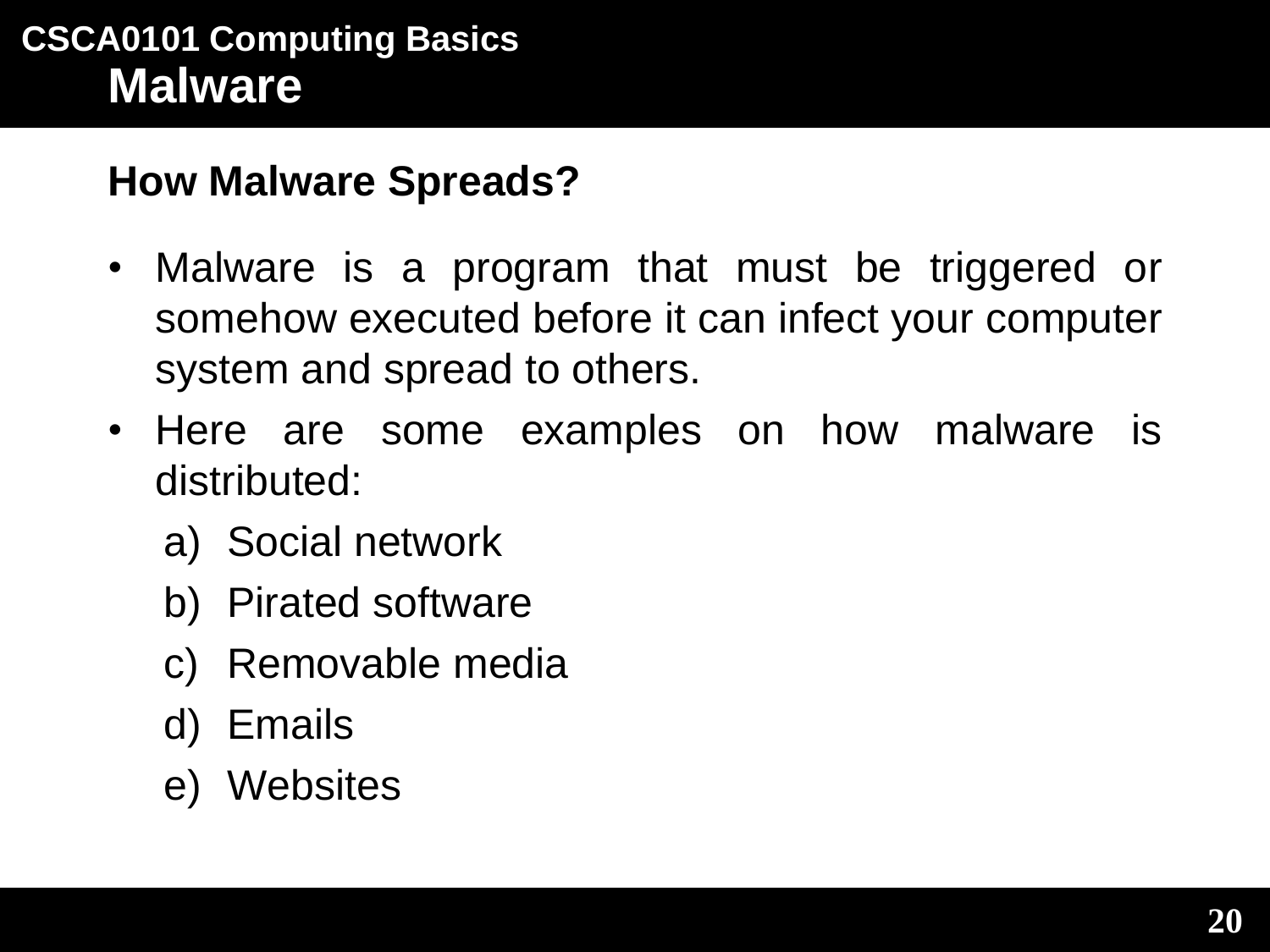# Malware

## How Malware Spreads?

- Malware is a program that must be triggered or somehow executed before it can infect your computer system and spread to others.
- Here are some examples on how malware is distributed:
  a) Social network
  b) Pirated software
  c) Removable media
  d) Emails
  e) Websites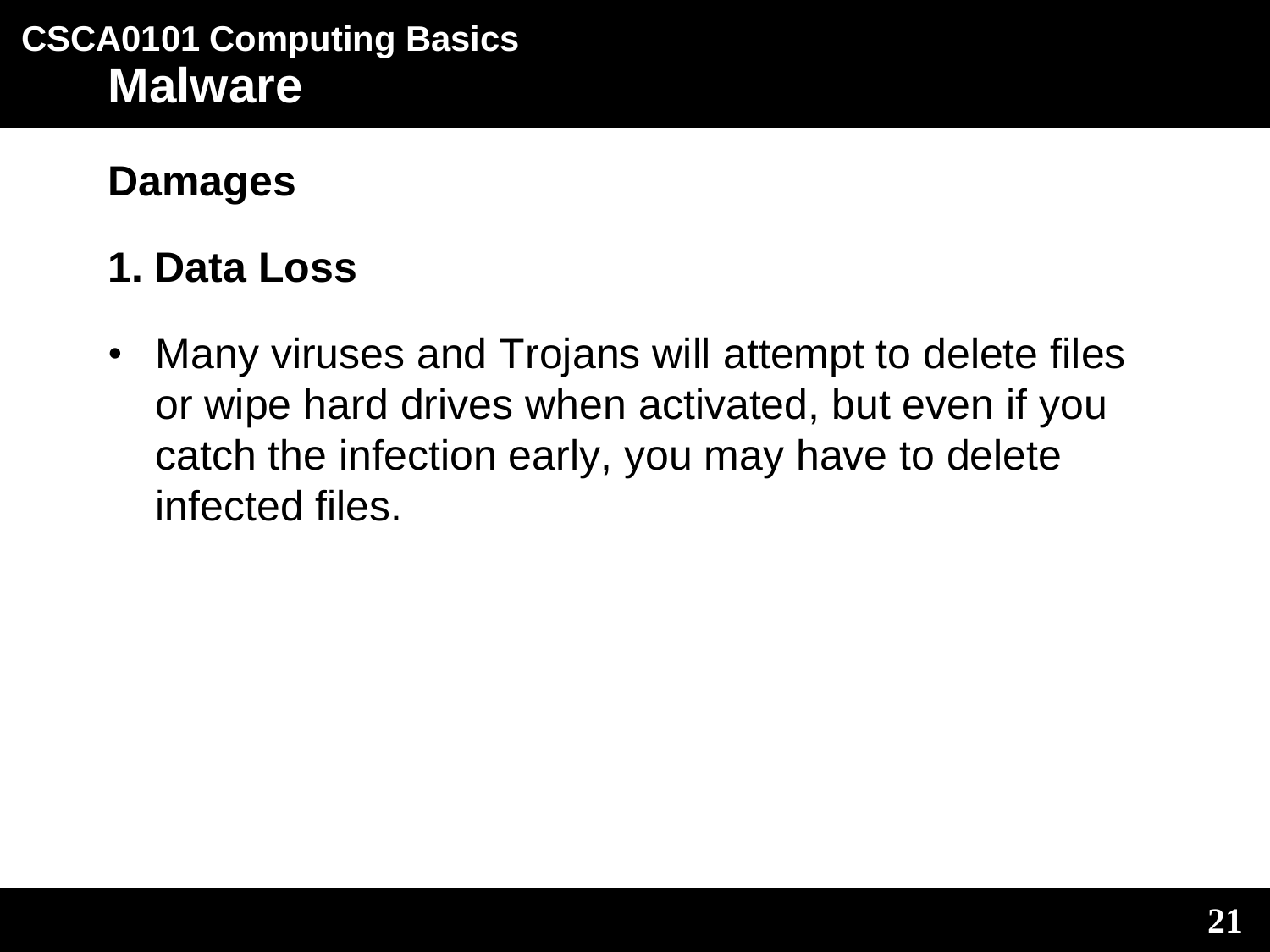# Malware

## Damages

### 1. Data Loss

- Many viruses and Trojans will attempt to delete files or wipe hard drives when activated, but even if you catch the infection early, you may have to delete infected files.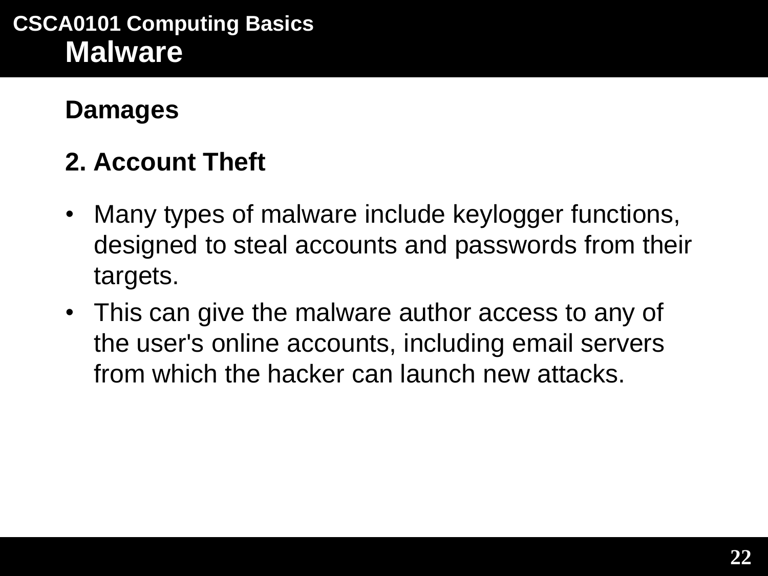# Malware

## Damages

### 2. Account Theft

- Many types of malware include keylogger functions, designed to steal accounts and passwords from their targets.
- This can give the malware author access to any of the user's online accounts, including email servers from which the hacker can launch new attacks.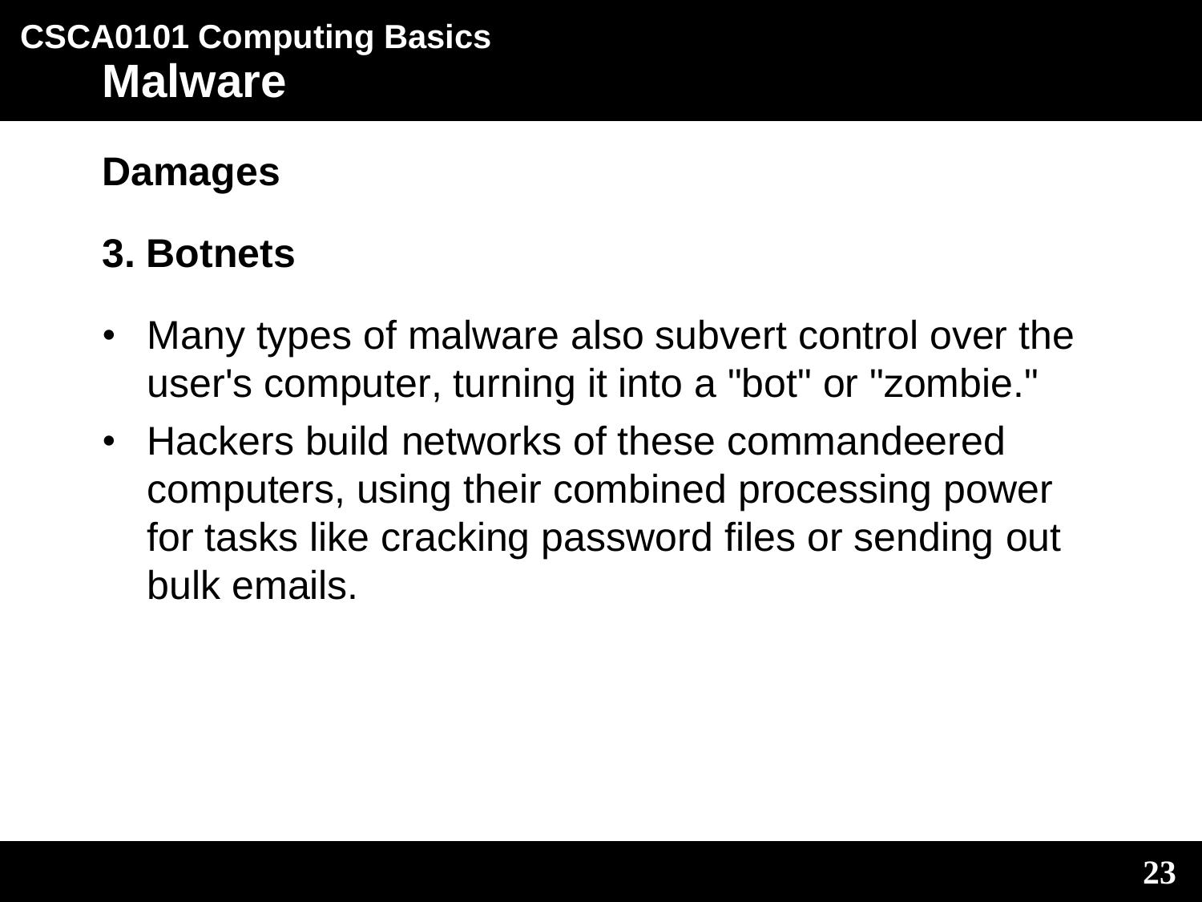# Malware

## Damages

### 3. Botnets

- Many types of malware also subvert control over the user's computer, turning it into a "bot" or "zombie."
- Hackers build networks of these commandeered computers, using their combined processing power for tasks like cracking password files or sending out bulk emails.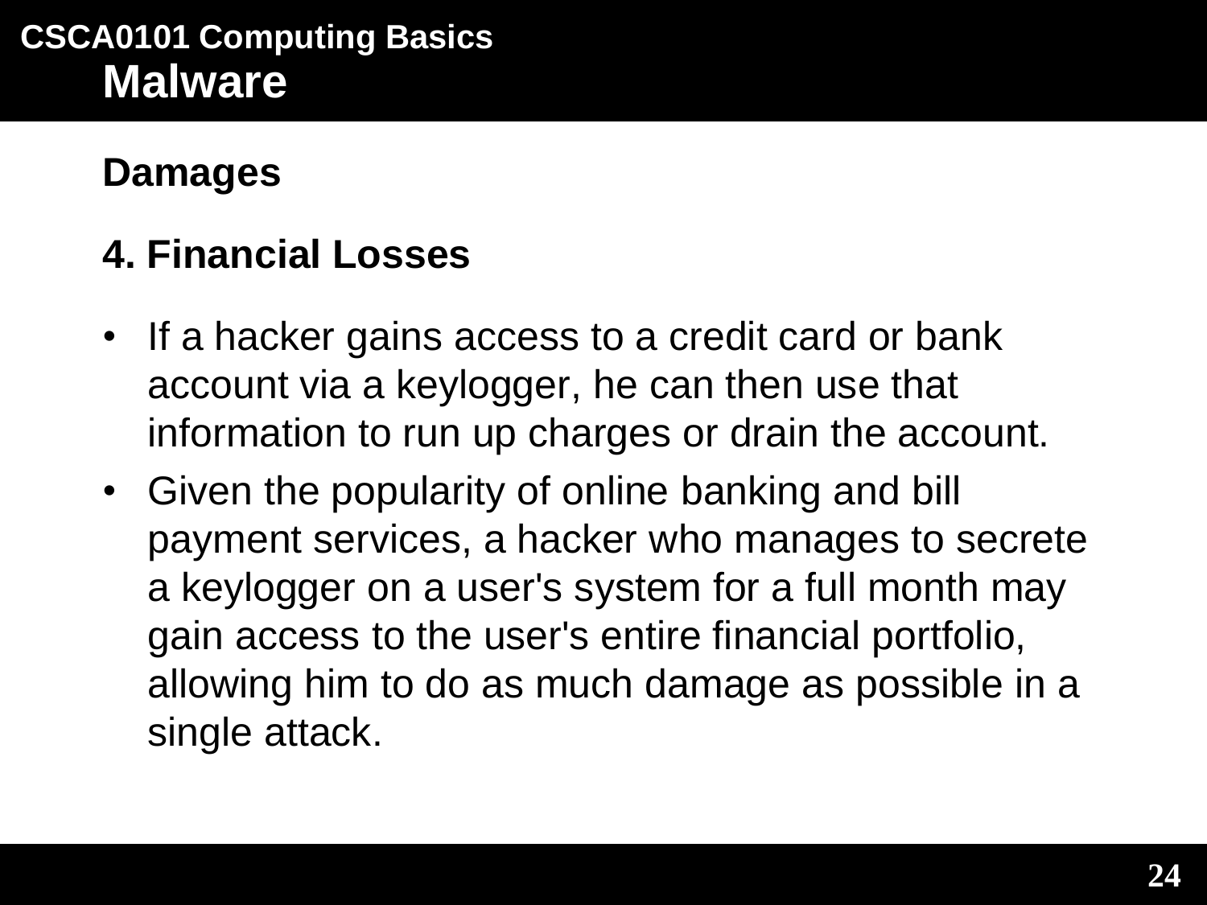# Malware

## Damages

### 4. Financial Losses

- If a hacker gains access to a credit card or bank account via a keylogger, he can then use that information to run up charges or drain the account.
- Given the popularity of online banking and bill payment services, a hacker who manages to secrete a keylogger on a user's system for a full month may gain access to the user's entire financial portfolio, allowing him to do as much damage as possible in a single attack.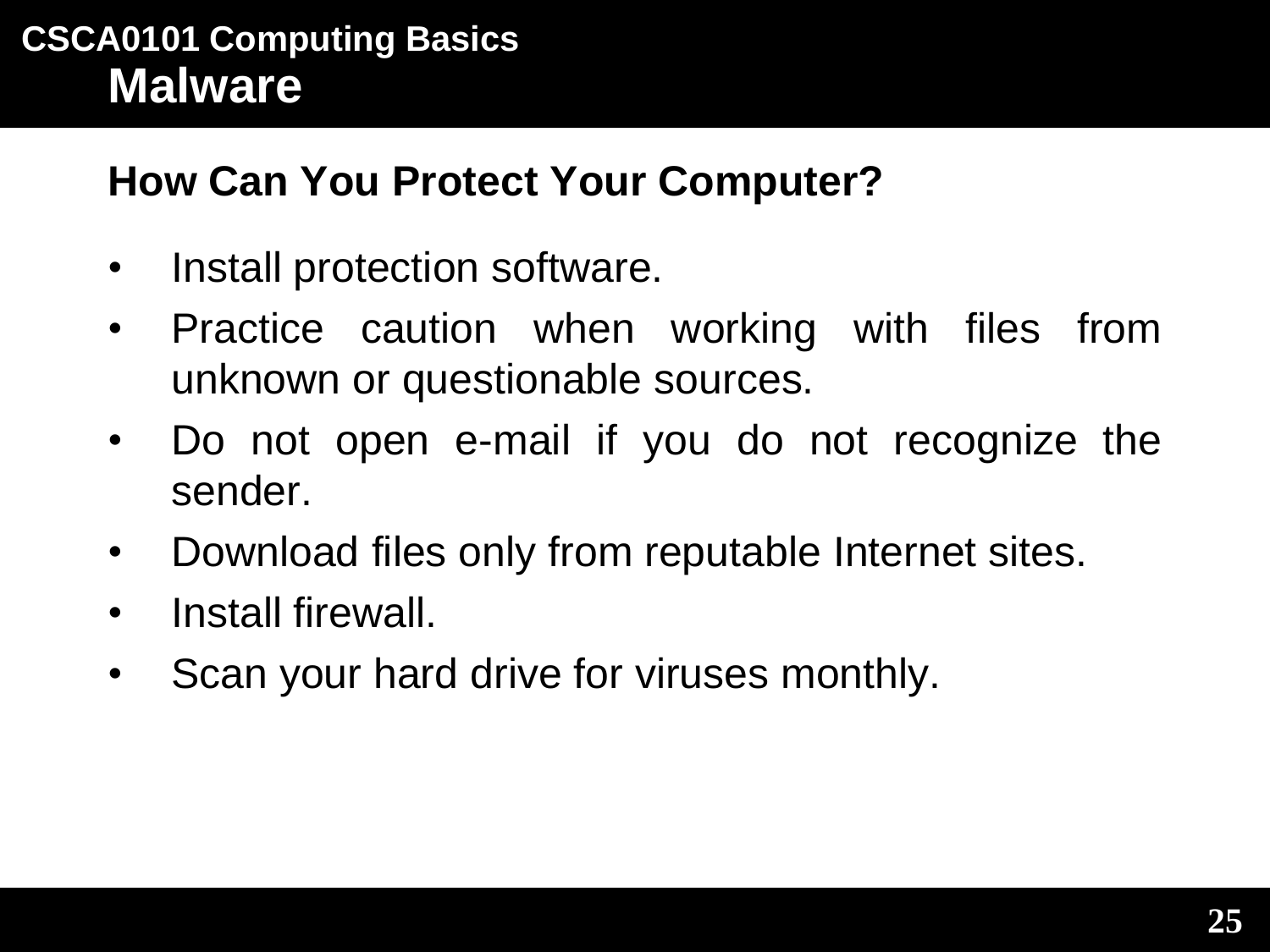# Malware

## How Can You Protect Your Computer?

- Install protection software.
- Practice caution when working with files from unknown or questionable sources.
- Do not open e-mail if you do not recognize the sender.
- Download files only from reputable Internet sites.
- Install firewall.
- Scan your hard drive for viruses monthly.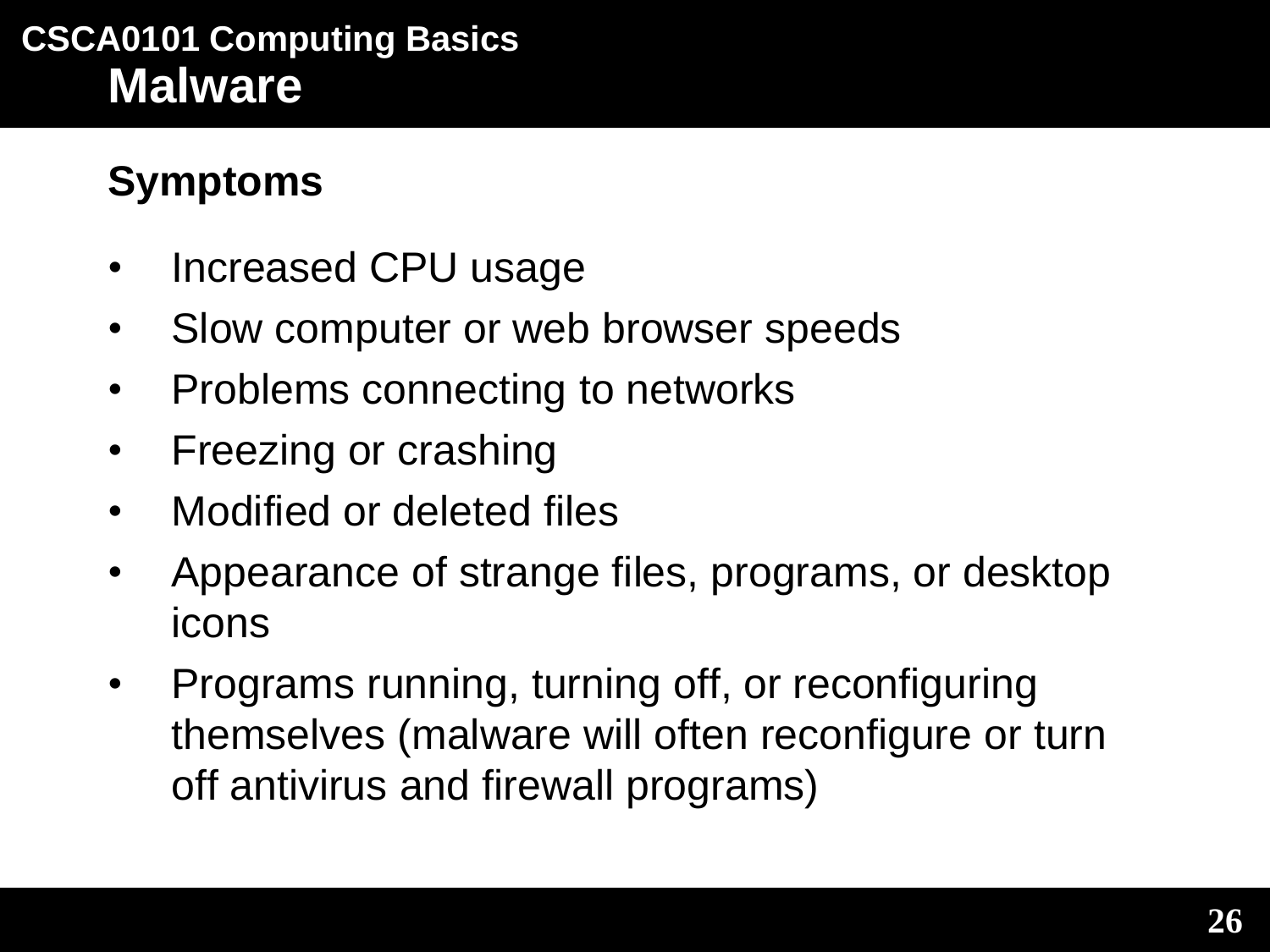# Malware

## Symptoms

- Increased CPU usage
- Slow computer or web browser speeds
- Problems connecting to networks
- Freezing or crashing
- Modified or deleted files
- Appearance of strange files, programs, or desktop icons
- Programs running, turning off, or reconfiguring themselves (malware will often reconfigure or turn off antivirus and firewall programs)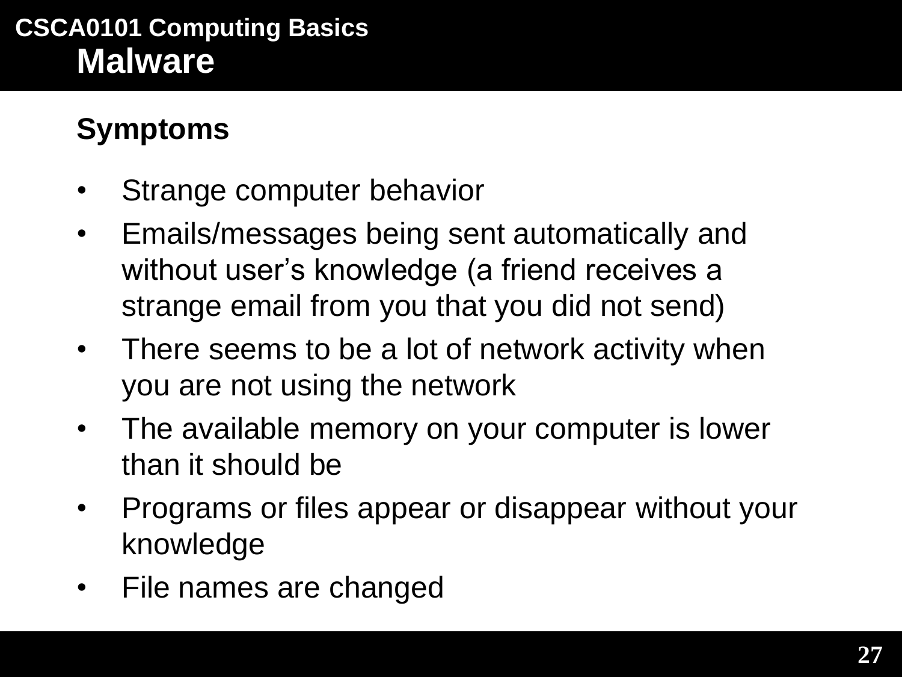# Malware

## Symptoms

- Strange computer behavior
- Emails/messages being sent automatically and without user's knowledge (a friend receives a strange email from you that you did not send)
- There seems to be a lot of network activity when you are not using the network
- The available memory on your computer is lower than it should be
- Programs or files appear or disappear without your knowledge
- File names are changed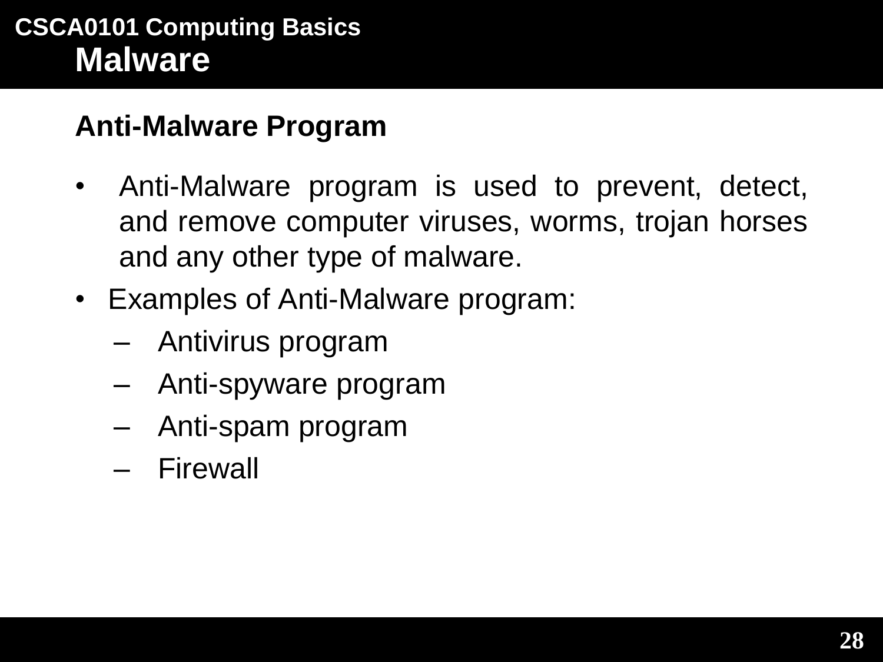## Malware

### Anti-Malware Program

- Anti-Malware program is used to prevent, detect, and remove computer viruses, worms, trojan horses and any other type of malware.
- Examples of Anti-Malware program:
  - Antivirus program
  - Anti-spyware program
  - Anti-spam program
  - Firewall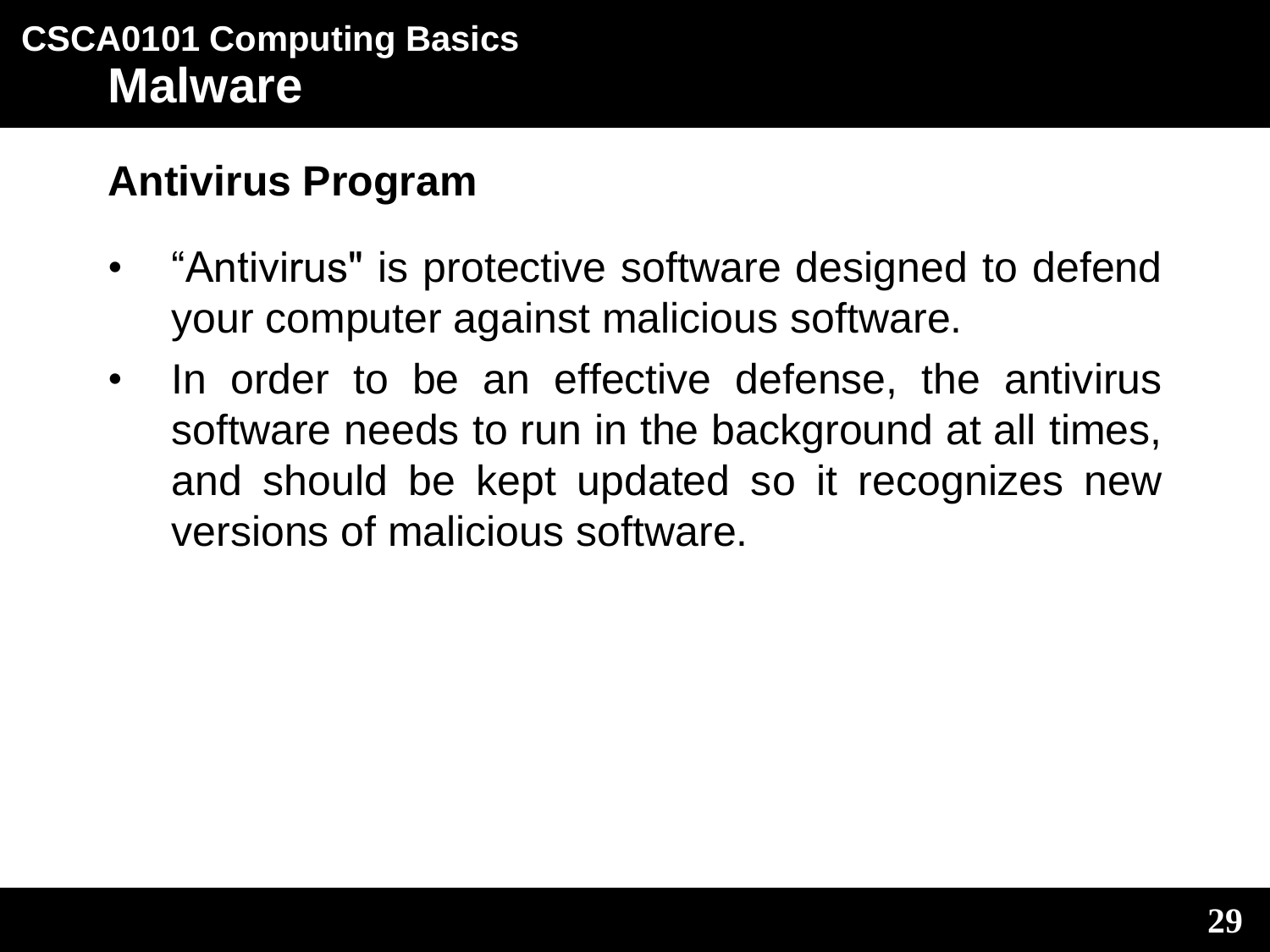# Malware

## Antivirus Program

- “Antivirus" is protective software designed to defend your computer against malicious software.
- In order to be an effective defense, the antivirus software needs to run in the background at all times, and should be kept updated so it recognizes new versions of malicious software.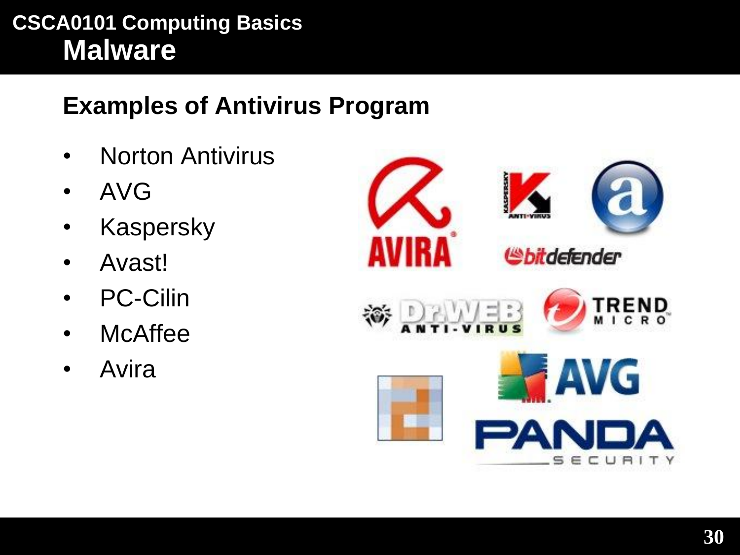# Malware

## Examples of Antivirus Program

- Norton Antivirus
- AVG
- Kaspersky
- Avast!
- PC-Cilin
- McAffee
- Avira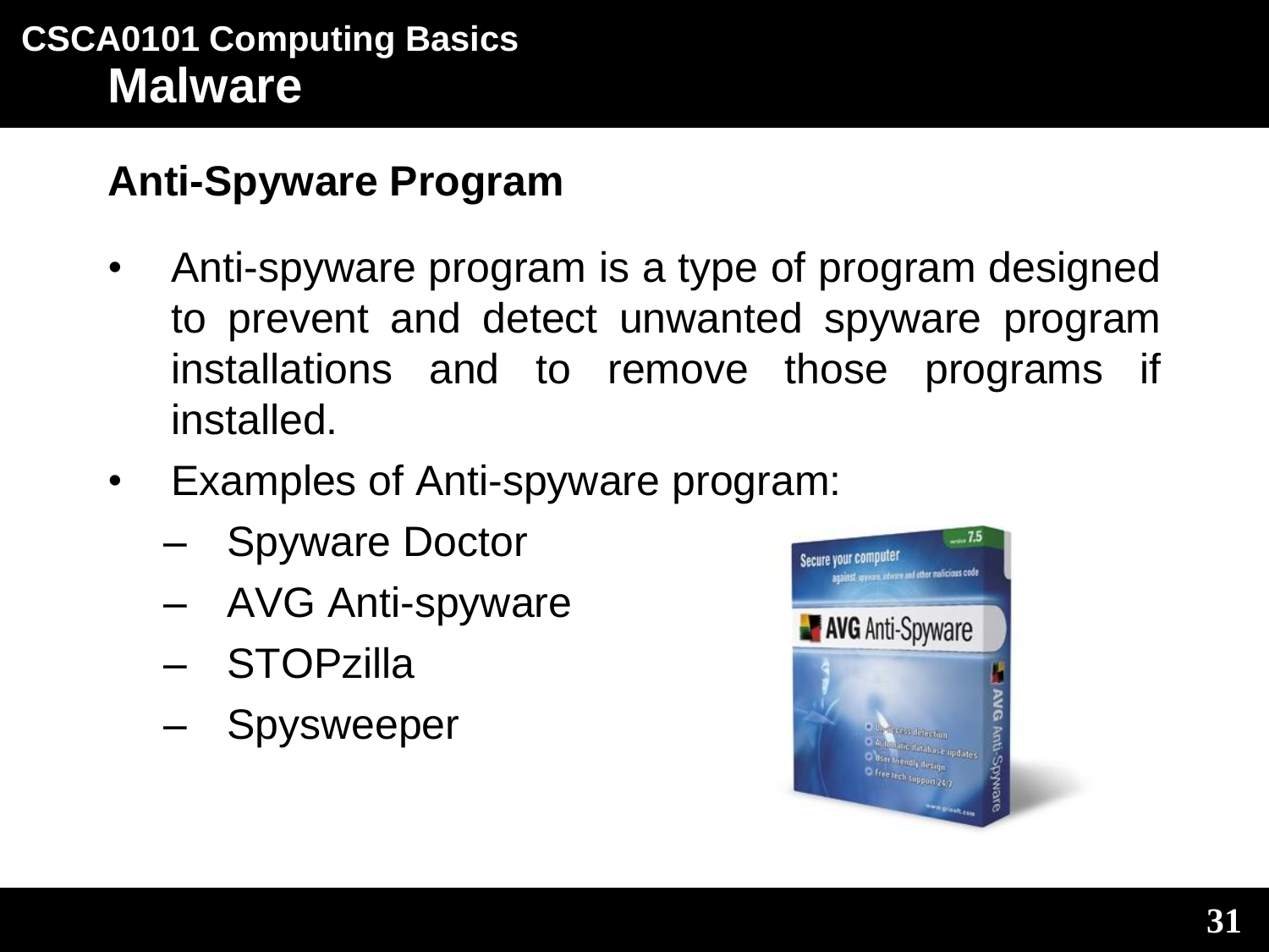# Malware

## Anti-Spyware Program

- Anti-spyware program is a type of program designed to prevent and detect unwanted spyware program installations and to remove those programs if installed.
- Examples of Anti-spyware program:
  - Spyware Doctor
  - AVG Anti-spyware
  - STOPzilla
  - Spysweeper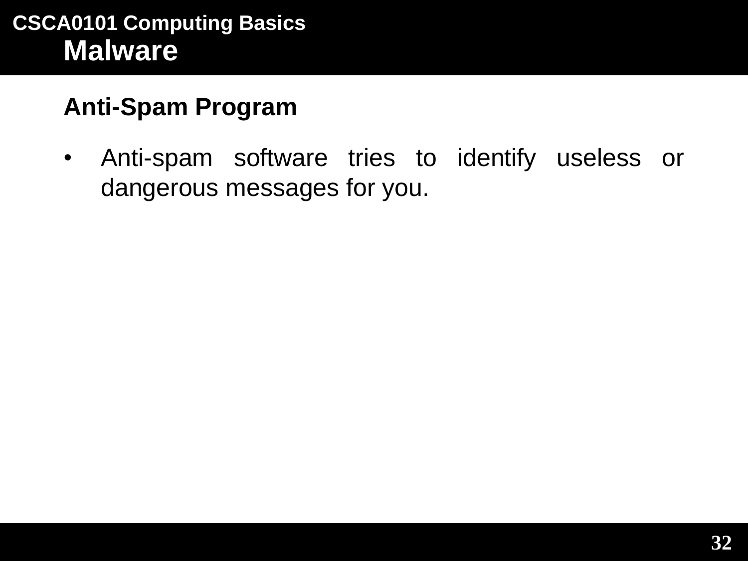## Malware

### Anti-Spam Program

- Anti-spam software tries to identify useless or dangerous messages for you.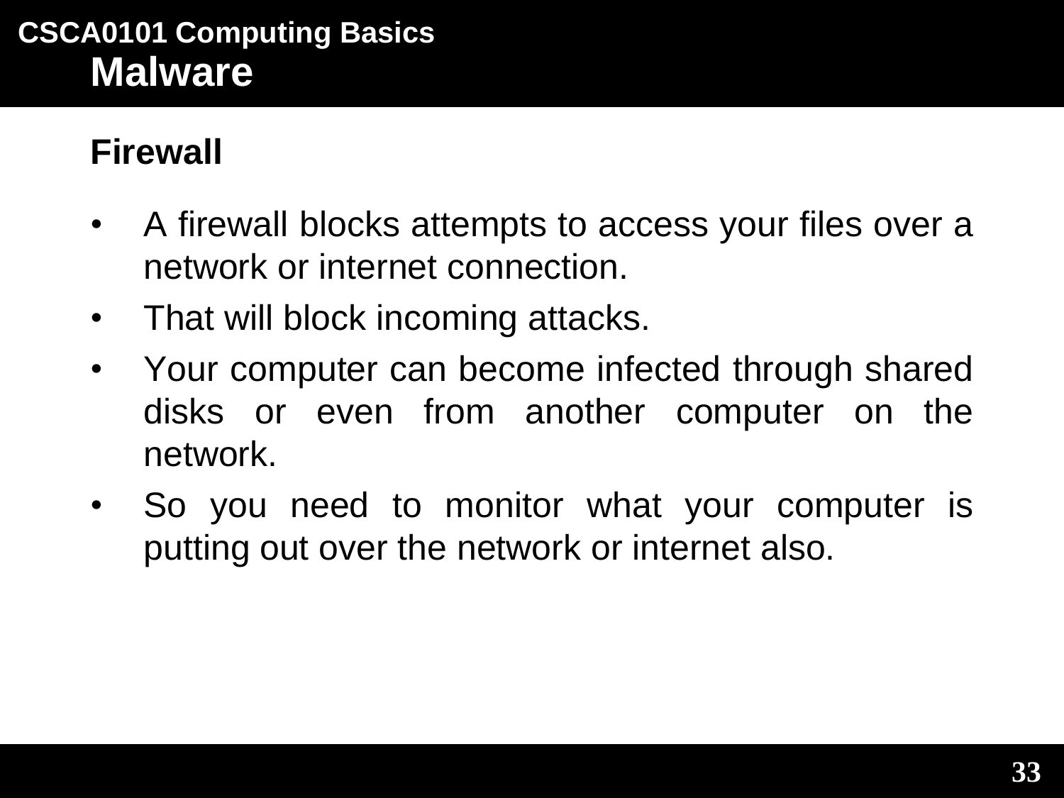# Malware

## Firewall

- A firewall blocks attempts to access your files over a network or internet connection.
- That will block incoming attacks.
- Your computer can become infected through shared disks or even from another computer on the network.
- So you need to monitor what your computer is putting out over the network or internet also.